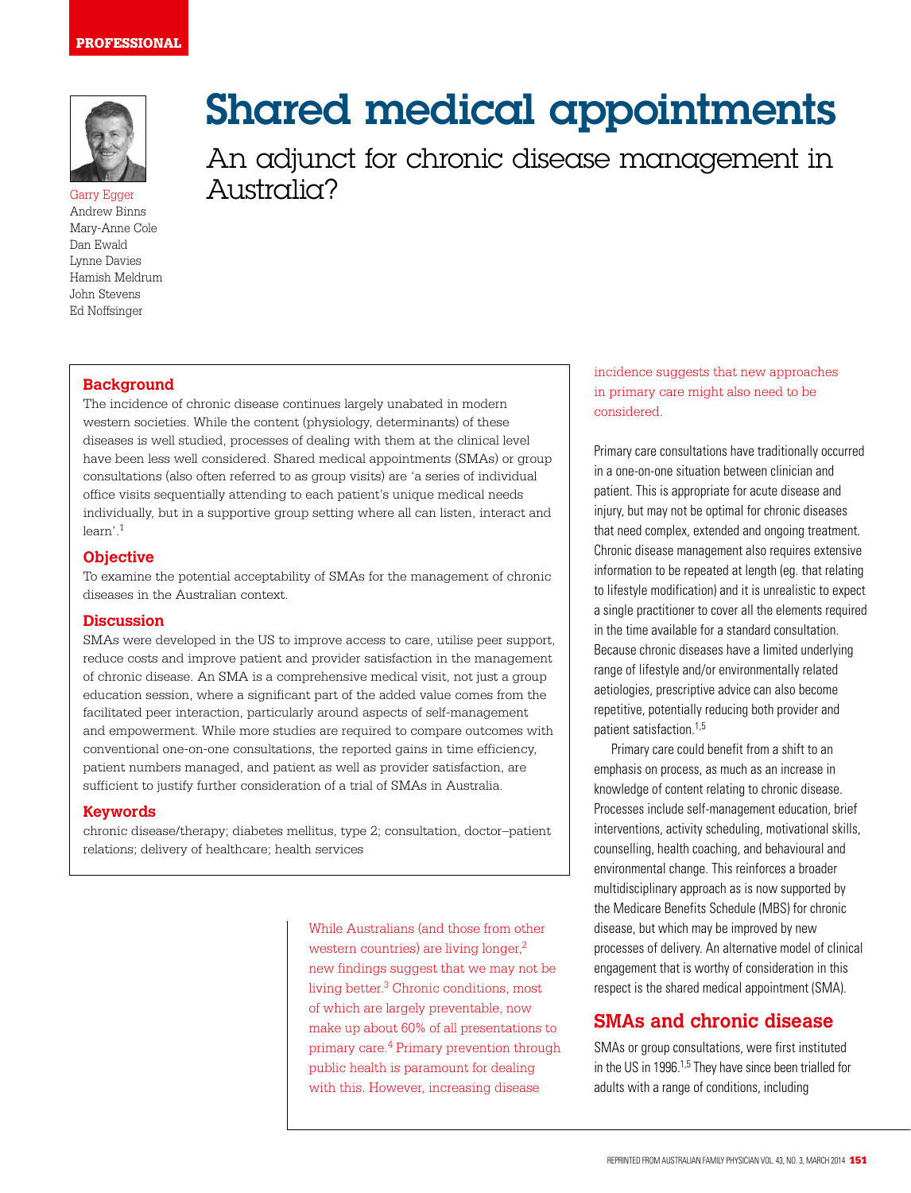PROFESSIONAL

# Shared medical appointments

## An adjunct for chronic disease management in Australia?

Garry Egger
Andrew Binns
Mary-Anne Cole
Dan Ewald
Lynne Davies
Hamish Meldrum
John Stevens
Ed Noffsinger

### Background

The incidence of chronic disease continues largely unabated in modern western societies. While the content (physiology, determinants) of these diseases is well studied, processes of dealing with them at the clinical level have been less well considered. Shared medical appointments (SMAs) or group consultations (also often referred to as group visits) are 'a series of individual office visits sequentially attending to each patient's unique medical needs individually, but in a supportive group setting where all can listen, interact and learn'.[1]

### Objective

To examine the potential acceptability of SMAs for the management of chronic diseases in the Australian context.

### Discussion

SMAs were developed in the US to improve access to care, utilise peer support, reduce costs and improve patient and provider satisfaction in the management of chronic disease. An SMA is a comprehensive medical visit, not just a group education session, where a significant part of the added value comes from the facilitated peer interaction, particularly around aspects of self-management and empowerment. While more studies are required to compare outcomes with conventional one-on-one consultations, the reported gains in time efficiency, patient numbers managed, and patient as well as provider satisfaction, are sufficient to justify further consideration of a trial of SMAs in Australia.

### Keywords

chronic disease/therapy; diabetes mellitus, type 2; consultation, doctor–patient relations; delivery of healthcare; health services

While Australians (and those from other western countries) are living longer,[2] new findings suggest that we may not be living better.[3] Chronic conditions, most of which are largely preventable, now make up about 60% of all presentations to primary care.[4] Primary prevention through public health is paramount for dealing with this. However, increasing disease incidence suggests that new approaches in primary care might also need to be considered.

Primary care consultations have traditionally occurred in a one-on-one situation between clinician and patient. This is appropriate for acute disease and injury, but may not be optimal for chronic diseases that need complex, extended and ongoing treatment. Chronic disease management also requires extensive information to be repeated at length (eg. that relating to lifestyle modification) and it is unrealistic to expect a single practitioner to cover all the elements required in the time available for a standard consultation. Because chronic diseases have a limited underlying range of lifestyle and/or environmentally related aetiologies, prescriptive advice can also become repetitive, potentially reducing both provider and patient satisfaction.[1,5]

Primary care could benefit from a shift to an emphasis on process, as much as an increase in knowledge of content relating to chronic disease. Processes include self-management education, brief interventions, activity scheduling, motivational skills, counselling, health coaching, and behavioural and environmental change. This reinforces a broader multidisciplinary approach as is now supported by the Medicare Benefits Schedule (MBS) for chronic disease, but which may be improved by new processes of delivery. An alternative model of clinical engagement that is worthy of consideration in this respect is the shared medical appointment (SMA).

## SMAs and chronic disease

SMAs or group consultations, were first instituted in the US in 1996.[1,5] They have since been trialled for adults with a range of conditions, including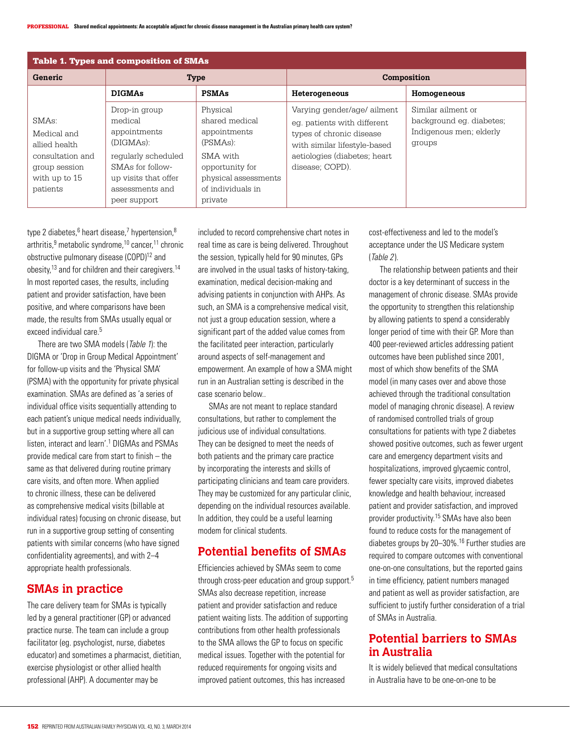**Table 1. Types and composition of SMAs**

| Generic | Type | | Composition | |
|---|---|---|---|---|
| | **DIGMAs** | **PSMAs** | **Heterogeneous** | **Homogeneous** |
| SMAs: Medical and allied health consultation and group session with up to 15 patients | Drop-in group medical appointments (DIGMAs): regularly scheduled SMAs for follow-up visits that offer assessments and peer support | Physical shared medical appointments (PSMAs): SMA with opportunity for physical assessments of individuals in private | Varying gender/age/ailment eg. patients with different types of chronic disease with similar lifestyle-based aetiologies (diabetes; heart disease; COPD). | Similar ailment or background eg. diabetes; Indigenous men; elderly groups |

type 2 diabetes,[6] heart disease,[7] hypertension,[8] arthritis,[9] metabolic syndrome,[10] cancer,[11] chronic obstructive pulmonary disease (COPD)[12] and obesity,[13] and for children and their caregivers.[14] In most reported cases, the results, including patient and provider satisfaction, have been positive, and where comparisons have been made, the results from SMAs usually equal or exceed individual care.[5]

There are two SMA models (*Table 1*): the DIGMA or 'Drop in Group Medical Appointment' for follow-up visits and the 'Physical SMA' (PSMA) with the opportunity for private physical examination. SMAs are defined as 'a series of individual office visits sequentially attending to each patient's unique medical needs individually, but in a supportive group setting where all can listen, interact and learn'.[1] DIGMAs and PSMAs provide medical care from start to finish – the same as that delivered during routine primary care visits, and often more. When applied to chronic illness, these can be delivered as comprehensive medical visits (billable at individual rates) focusing on chronic disease, but run in a supportive group setting of consenting patients with similar concerns (who have signed confidentiality agreements), and with 2–4 appropriate health professionals.

## SMAs in practice

The care delivery team for SMAs is typically led by a general practitioner (GP) or advanced practice nurse. The team can include a group facilitator (eg. psychologist, nurse, diabetes educator) and sometimes a pharmacist, dietitian, exercise physiologist or other allied health professional (AHP). A documenter may be included to record comprehensive chart notes in real time as care is being delivered. Throughout the session, typically held for 90 minutes, GPs are involved in the usual tasks of history-taking, examination, medical decision-making and advising patients in conjunction with AHPs. As such, an SMA is a comprehensive medical visit, not just a group education session, where a significant part of the added value comes from the facilitated peer interaction, particularly around aspects of self-management and empowerment. An example of how a SMA might run in an Australian setting is described in the case scenario below..

SMAs are not meant to replace standard consultations, but rather to complement the judicious use of individual consultations. They can be designed to meet the needs of both patients and the primary care practice by incorporating the interests and skills of participating clinicians and team care providers. They may be customized for any particular clinic, depending on the individual resources available. In addition, they could be a useful learning modem for clinical students.

## Potential benefits of SMAs

Efficiencies achieved by SMAs seem to come through cross-peer education and group support.[5] SMAs also decrease repetition, increase patient and provider satisfaction and reduce patient waiting lists. The addition of supporting contributions from other health professionals to the SMA allows the GP to focus on specific medical issues. Together with the potential for reduced requirements for ongoing visits and improved patient outcomes, this has increased cost-effectiveness and led to the model's acceptance under the US Medicare system (*Table 2*).

The relationship between patients and their doctor is a key determinant of success in the management of chronic disease. SMAs provide the opportunity to strengthen this relationship by allowing patients to spend a considerably longer period of time with their GP. More than 400 peer-reviewed articles addressing patient outcomes have been published since 2001, most of which show benefits of the SMA model (in many cases over and above those achieved through the traditional consultation model of managing chronic disease). A review of randomised controlled trials of group consultations for patients with type 2 diabetes showed positive outcomes, such as fewer urgent care and emergency department visits and hospitalizations, improved glycaemic control, fewer specialty care visits, improved diabetes knowledge and health behaviour, increased patient and provider satisfaction, and improved provider productivity.[15] SMAs have also been found to reduce costs for the management of diabetes groups by 20–30%.[16] Further studies are required to compare outcomes with conventional one-on-one consultations, but the reported gains in time efficiency, patient numbers managed and patient as well as provider satisfaction, are sufficient to justify further consideration of a trial of SMAs in Australia.

## Potential barriers to SMAs in Australia

It is widely believed that medical consultations in Australia have to be one-on-one to be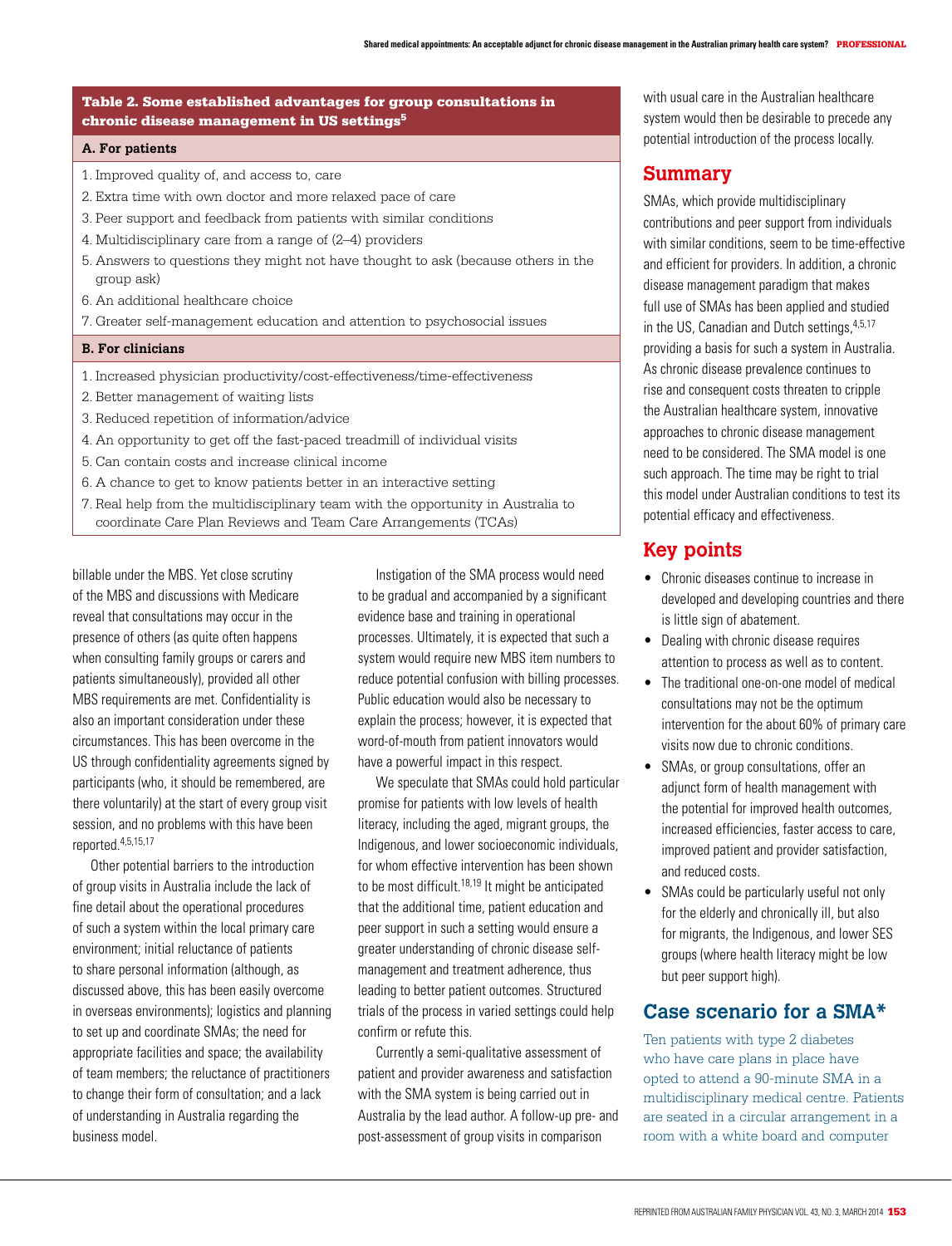**Table 2. Some established advantages for group consultations in chronic disease management in US settings[5]**

**A. For patients**

1. Improved quality of, and access to, care
2. Extra time with own doctor and more relaxed pace of care
3. Peer support and feedback from patients with similar conditions
4. Multidisciplinary care from a range of (2–4) providers
5. Answers to questions they might not have thought to ask (because others in the group ask)
6. An additional healthcare choice
7. Greater self-management education and attention to psychosocial issues

**B. For clinicians**

1. Increased physician productivity/cost-effectiveness/time-effectiveness
2. Better management of waiting lists
3. Reduced repetition of information/advice
4. An opportunity to get off the fast-paced treadmill of individual visits
5. Can contain costs and increase clinical income
6. A chance to get to know patients better in an interactive setting
7. Real help from the multidisciplinary team with the opportunity in Australia to coordinate Care Plan Reviews and Team Care Arrangements (TCAs)

billable under the MBS. Yet close scrutiny of the MBS and discussions with Medicare reveal that consultations may occur in the presence of others (as quite often happens when consulting family groups or carers and patients simultaneously), provided all other MBS requirements are met. Confidentiality is also an important consideration under these circumstances. This has been overcome in the US through confidentiality agreements signed by participants (who, it should be remembered, are there voluntarily) at the start of every group visit session, and no problems with this have been reported.[4,5,15,17]

Other potential barriers to the introduction of group visits in Australia include the lack of fine detail about the operational procedures of such a system within the local primary care environment; initial reluctance of patients to share personal information (although, as discussed above, this has been easily overcome in overseas environments); logistics and planning to set up and coordinate SMAs; the need for appropriate facilities and space; the availability of team members; the reluctance of practitioners to change their form of consultation; and a lack of understanding in Australia regarding the business model.

Instigation of the SMA process would need to be gradual and accompanied by a significant evidence base and training in operational processes. Ultimately, it is expected that such a system would require new MBS item numbers to reduce potential confusion with billing processes. Public education would also be necessary to explain the process; however, it is expected that word-of-mouth from patient innovators would have a powerful impact in this respect.

We speculate that SMAs could hold particular promise for patients with low levels of health literacy, including the aged, migrant groups, the Indigenous, and lower socioeconomic individuals, for whom effective intervention has been shown to be most difficult.[18,19] It might be anticipated that the additional time, patient education and peer support in such a setting would ensure a greater understanding of chronic disease self-management and treatment adherence, thus leading to better patient outcomes. Structured trials of the process in varied settings could help confirm or refute this.

Currently a semi-qualitative assessment of patient and provider awareness and satisfaction with the SMA system is being carried out in Australia by the lead author. A follow-up pre- and post-assessment of group visits in comparison with usual care in the Australian healthcare system would then be desirable to precede any potential introduction of the process locally.

## Summary

SMAs, which provide multidisciplinary contributions and peer support from individuals with similar conditions, seem to be time-effective and efficient for providers. In addition, a chronic disease management paradigm that makes full use of SMAs has been applied and studied in the US, Canadian and Dutch settings,[4,5,17] providing a basis for such a system in Australia. As chronic disease prevalence continues to rise and consequent costs threaten to cripple the Australian healthcare system, innovative approaches to chronic disease management need to be considered. The SMA model is one such approach. The time may be right to trial this model under Australian conditions to test its potential efficacy and effectiveness.

## Key points

- Chronic diseases continue to increase in developed and developing countries and there is little sign of abatement.
- Dealing with chronic disease requires attention to process as well as to content.
- The traditional one-on-one model of medical consultations may not be the optimum intervention for the about 60% of primary care visits now due to chronic conditions.
- SMAs, or group consultations, offer an adjunct form of health management with the potential for improved health outcomes, increased efficiencies, faster access to care, improved patient and provider satisfaction, and reduced costs.
- SMAs could be particularly useful not only for the elderly and chronically ill, but also for migrants, the Indigenous, and lower SES groups (where health literacy might be low but peer support high).

## Case scenario for a SMA*

Ten patients with type 2 diabetes who have care plans in place have opted to attend a 90-minute SMA in a multidisciplinary medical centre. Patients are seated in a circular arrangement in a room with a white board and computer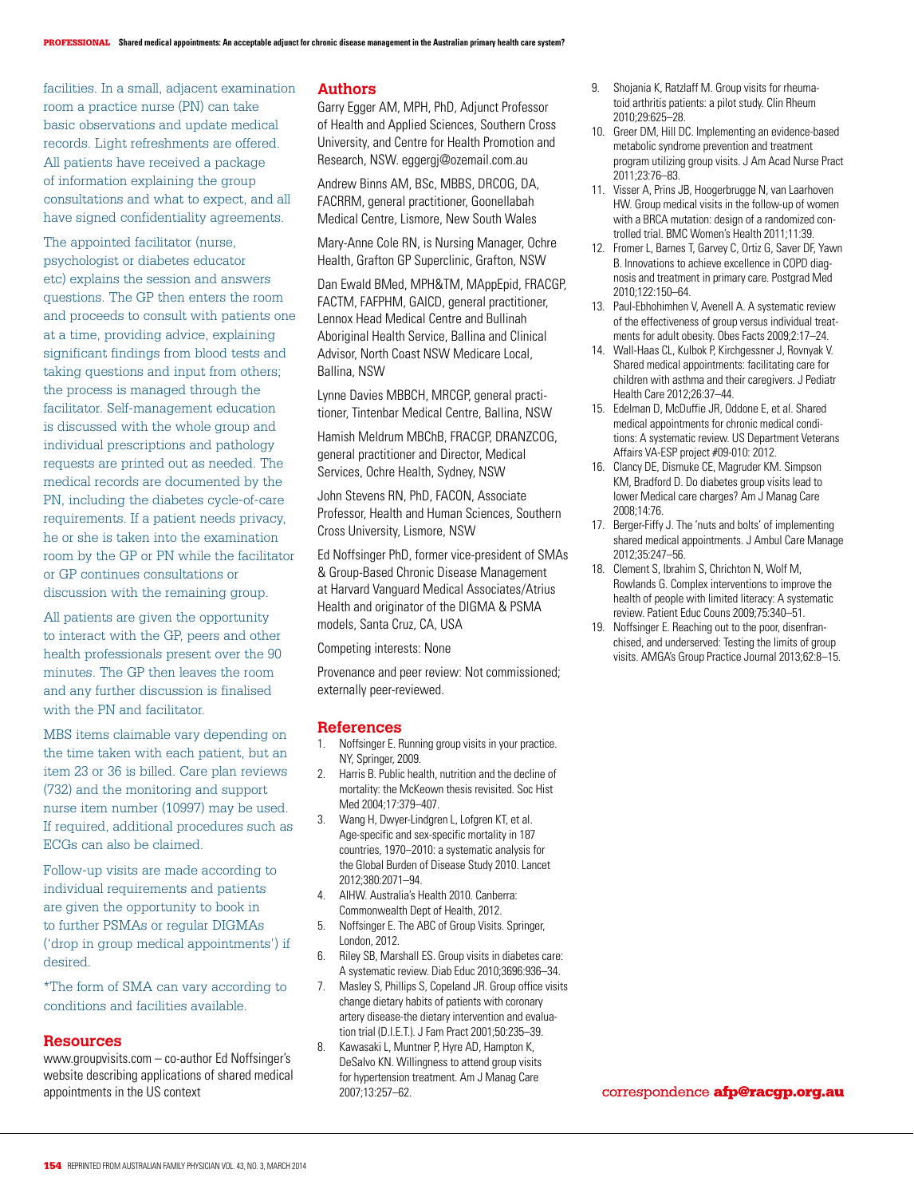facilities. In a small, adjacent examination room a practice nurse (PN) can take basic observations and update medical records. Light refreshments are offered. All patients have received a package of information explaining the group consultations and what to expect, and all have signed confidentiality agreements.

The appointed facilitator (nurse, psychologist or diabetes educator etc) explains the session and answers questions. The GP then enters the room and proceeds to consult with patients one at a time, providing advice, explaining significant findings from blood tests and taking questions and input from others; the process is managed through the facilitator. Self-management education is discussed with the whole group and individual prescriptions and pathology requests are printed out as needed. The medical records are documented by the PN, including the diabetes cycle-of-care requirements. If a patient needs privacy, he or she is taken into the examination room by the GP or PN while the facilitator or GP continues consultations or discussion with the remaining group.

All patients are given the opportunity to interact with the GP, peers and other health professionals present over the 90 minutes. The GP then leaves the room and any further discussion is finalised with the PN and facilitator.

MBS items claimable vary depending on the time taken with each patient, but an item 23 or 36 is billed. Care plan reviews (732) and the monitoring and support nurse item number (10997) may be used. If required, additional procedures such as ECGs can also be claimed.

Follow-up visits are made according to individual requirements and patients are given the opportunity to book in to further PSMAs or regular DIGMAs ('drop in group medical appointments') if desired.

*The form of SMA can vary according to conditions and facilities available.

## Resources

www.groupvisits.com – co-author Ed Noffsinger's website describing applications of shared medical appointments in the US context

## Authors

Garry Egger AM, MPH, PhD, Adjunct Professor of Health and Applied Sciences, Southern Cross University, and Centre for Health Promotion and Research, NSW. eggergj@ozemail.com.au

Andrew Binns AM, BSc, MBBS, DRCOG, DA, FACRRM, general practitioner, Goonellabah Medical Centre, Lismore, New South Wales

Mary-Anne Cole RN, is Nursing Manager, Ochre Health, Grafton GP Superclinic, Grafton, NSW

Dan Ewald BMed, MPH&TM, MAppEpid, FRACGP, FACTM, FAFPHM, GAICD, general practitioner, Lennox Head Medical Centre and Bullinah Aboriginal Health Service, Ballina and Clinical Advisor, North Coast NSW Medicare Local, Ballina, NSW

Lynne Davies MBBCH, MRCGP, general practitioner, Tintenbar Medical Centre, Ballina, NSW

Hamish Meldrum MBChB, FRACGP, DRANZCOG, general practitioner and Director, Medical Services, Ochre Health, Sydney, NSW

John Stevens RN, PhD, FACON, Associate Professor, Health and Human Sciences, Southern Cross University, Lismore, NSW

Ed Noffsinger PhD, former vice-president of SMAs & Group-Based Chronic Disease Management at Harvard Vanguard Medical Associates/Atrius Health and originator of the DIGMA & PSMA models, Santa Cruz, CA, USA

Competing interests: None

Provenance and peer review: Not commissioned; externally peer-reviewed.

## References

1. Noffsinger E. Running group visits in your practice. NY, Springer, 2009.
2. Harris B. Public health, nutrition and the decline of mortality: the McKeown thesis revisited. Soc Hist Med 2004;17:379–407.
3. Wang H, Dwyer-Lindgren L, Lofgren KT, et al. Age-specific and sex-specific mortality in 187 countries, 1970–2010: a systematic analysis for the Global Burden of Disease Study 2010. Lancet 2012;380:2071–94.
4. AIHW. Australia's Health 2010. Canberra: Commonwealth Dept of Health, 2012.
5. Noffsinger E. The ABC of Group Visits. Springer, London, 2012.
6. Riley SB, Marshall ES. Group visits in diabetes care: A systematic review. Diab Educ 2010;3696:936–34.
7. Masley S, Phillips S, Copeland JR. Group office visits change dietary habits of patients with coronary artery disease-the dietary intervention and evaluation trial (D.I.E.T.). J Fam Pract 2001;50:235–39.
8. Kawasaki L, Muntner P, Hyre AD, Hampton K, DeSalvo KN. Willingness to attend group visits for hypertension treatment. Am J Manag Care 2007;13:257–62.
9. Shojania K, Ratzlaff M. Group visits for rheumatoid arthritis patients: a pilot study. Clin Rheum 2010;29:625–28.
10. Greer DM, Hill DC. Implementing an evidence-based metabolic syndrome prevention and treatment program utilizing group visits. J Am Acad Nurse Pract 2011;23:76–83.
11. Visser A, Prins JB, Hoogerbrugge N, van Laarhoven HW. Group medical visits in the follow-up of women with a BRCA mutation: design of a randomized controlled trial. BMC Women's Health 2011;11:39.
12. Fromer L, Barnes T, Garvey C, Ortiz G, Saver DF, Yawn B. Innovations to achieve excellence in COPD diagnosis and treatment in primary care. Postgrad Med 2010;122:150–64.
13. Paul-Ebhohimhen V, Avenell A. A systematic review of the effectiveness of group versus individual treatments for adult obesity. Obes Facts 2009;2:17–24.
14. Wall-Haas CL, Kulbok P, Kirchgessner J, Rovnyak V. Shared medical appointments: facilitating care for children with asthma and their caregivers. J Pediatr Health Care 2012;26:37–44.
15. Edelman D, McDuffie JR, Oddone E, et al. Shared medical appointments for chronic medical conditions: A systematic review. US Department Veterans Affairs VA-ESP project #09-010: 2012.
16. Clancy DE, Dismuke CE, Magruder KM. Simpson KM, Bradford D. Do diabetes group visits lead to lower Medical care charges? Am J Manag Care 2008;14:76.
17. Berger-Fiffy J. The 'nuts and bolts' of implementing shared medical appointments. J Ambul Care Manage 2012;35:247–56.
18. Clement S, Ibrahim S, Chrichton N, Wolf M, Rowlands G. Complex interventions to improve the health of people with limited literacy: A systematic review. Patient Educ Couns 2009;75:340–51.
19. Noffsinger E. Reaching out to the poor, disenfranchised, and underserved: Testing the limits of group visits. AMGA's Group Practice Journal 2013;62:8–15.

correspondence **afp@racgp.org.au**